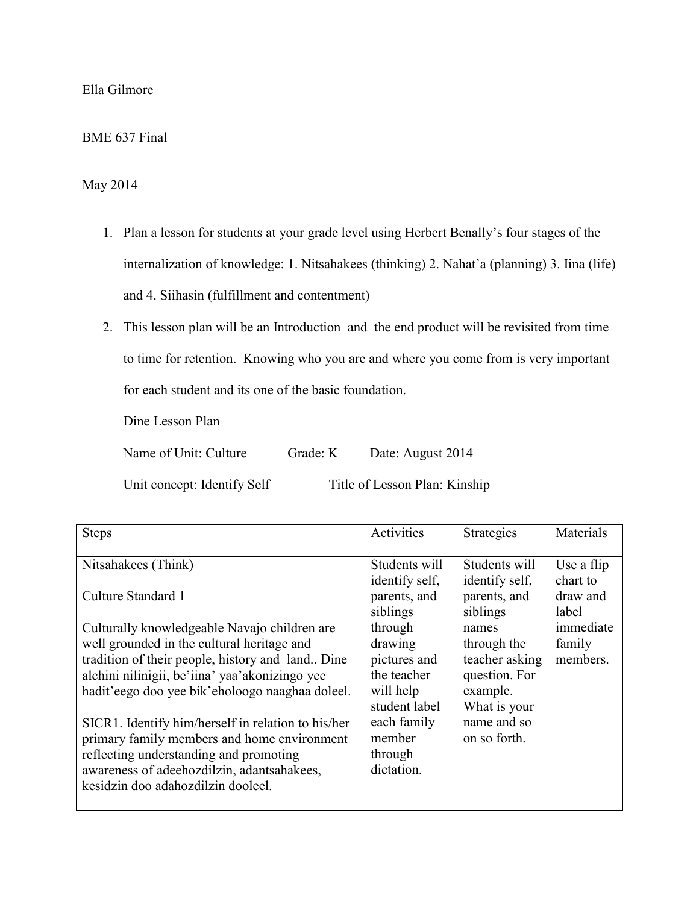Ella Gilmore

BME 637 Final

May 2014

1. Plan a lesson for students at your grade level using Herbert Benally's four stages of the internalization of knowledge: 1. Nitsahakees (thinking) 2. Nahat'a (planning) 3. Iina (life) and 4. Siihasin (fulfillment and contentment)

2. This lesson plan will be an Introduction and the end product will be revisited from time to time for retention. Knowing who you are and where you come from is very important for each student and its one of the basic foundation.

   Dine Lesson Plan

   Name of Unit: Culture Grade: K Date: August 2014

   Unit concept: Identify Self Title of Lesson Plan: Kinship

| Steps | Activities | Strategies | Materials |
|---|---|---|---|
| Nitsahakees (Think)<br><br>Culture Standard 1<br><br>Culturally knowledgeable Navajo children are well grounded in the cultural heritage and tradition of their people, history and land.. Dine alchini nilinigii, be'iina' yaa'akonizingo yee hadit'eego doo yee bik'eholoogo naaghaa doleel.<br><br>SICR1. Identify him/herself in relation to his/her primary family members and home environment reflecting understanding and promoting awareness of adeehozdilzin, adantsahakees, kesidzin doo adahozdilzin dooleel. | Students will identify self, parents, and siblings through drawing pictures and the teacher will help student label each family member through dictation. | Students will identify self, parents, and siblings names through the teacher asking question. For example. What is your name and so on so forth. | Use a flip chart to draw and label immediate family members. |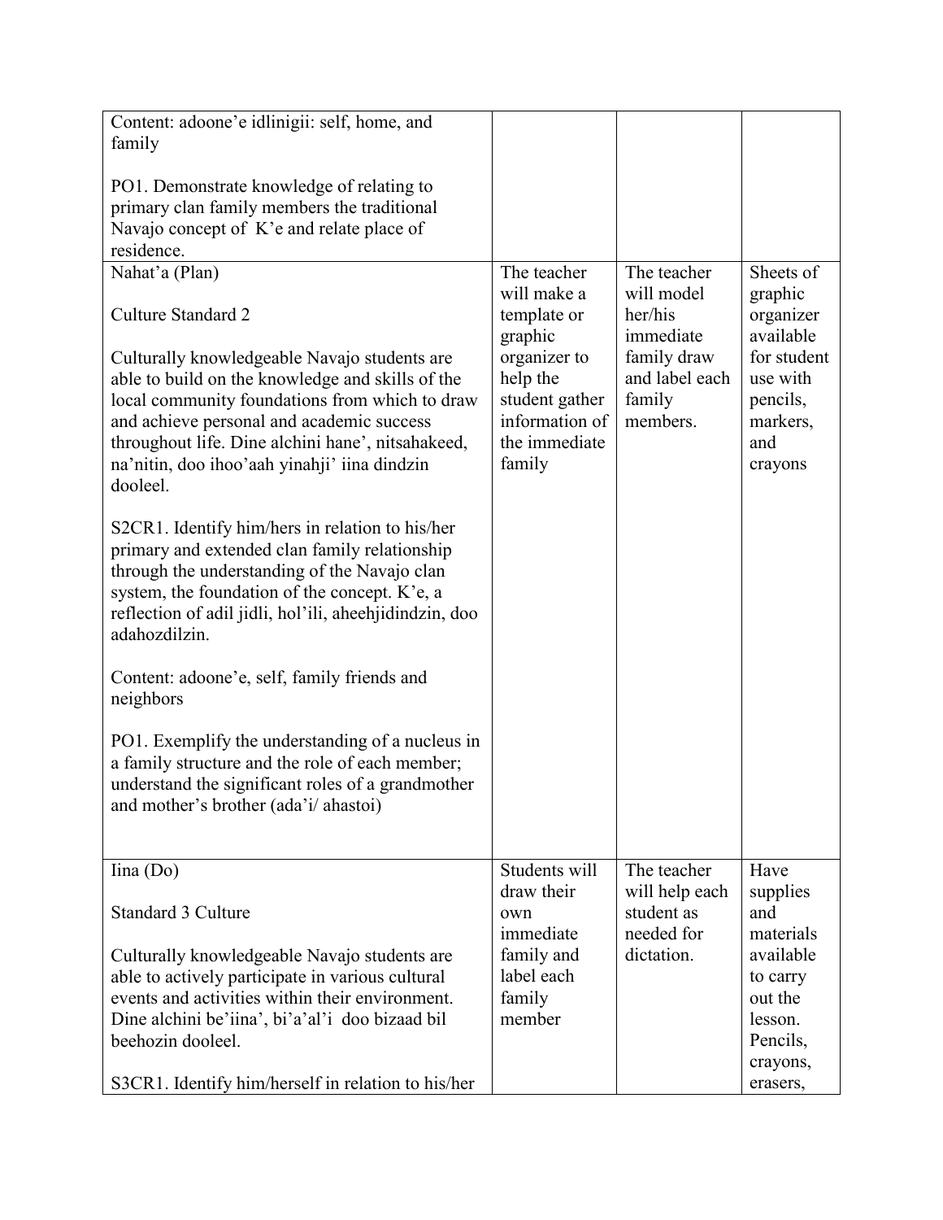| | | | |
|---|---|---|---|
| Content: adoone’e idlinigii: self, home, and family<br><br>PO1. Demonstrate knowledge of relating to primary clan family members the traditional Navajo concept of K’e and relate place of residence. | | | |
| Nahat’a (Plan)<br><br>Culture Standard 2<br><br>Culturally knowledgeable Navajo students are able to build on the knowledge and skills of the local community foundations from which to draw and achieve personal and academic success throughout life. Dine alchini hane’, nitsahakeed, na’nitin, doo ihoo’aah yinahji’ iina dindzin dooleel.<br><br>S2CR1. Identify him/hers in relation to his/her primary and extended clan family relationship through the understanding of the Navajo clan system, the foundation of the concept. K’e, a reflection of adil jidli, hol’ili, aheehjidindzin, doo adahozdilzin.<br><br>Content: adoone’e, self, family friends and neighbors<br><br>PO1. Exemplify the understanding of a nucleus in a family structure and the role of each member; understand the significant roles of a grandmother and mother’s brother (ada’i/ ahastoi) | The teacher will make a template or graphic organizer to help the student gather information of the immediate family | The teacher will model her/his immediate family draw and label each family members. | Sheets of graphic organizer available for student use with pencils, markers, and crayons |
| Iina (Do)<br><br>Standard 3 Culture<br><br>Culturally knowledgeable Navajo students are able to actively participate in various cultural events and activities within their environment. Dine alchini be’iina’, bi’a’al’i doo bizaad bil beehozin dooleel.<br><br>S3CR1. Identify him/herself in relation to his/her | Students will draw their own immediate family and label each family member | The teacher will help each student as needed for dictation. | Have supplies and materials available to carry out the lesson. Pencils, crayons, erasers, |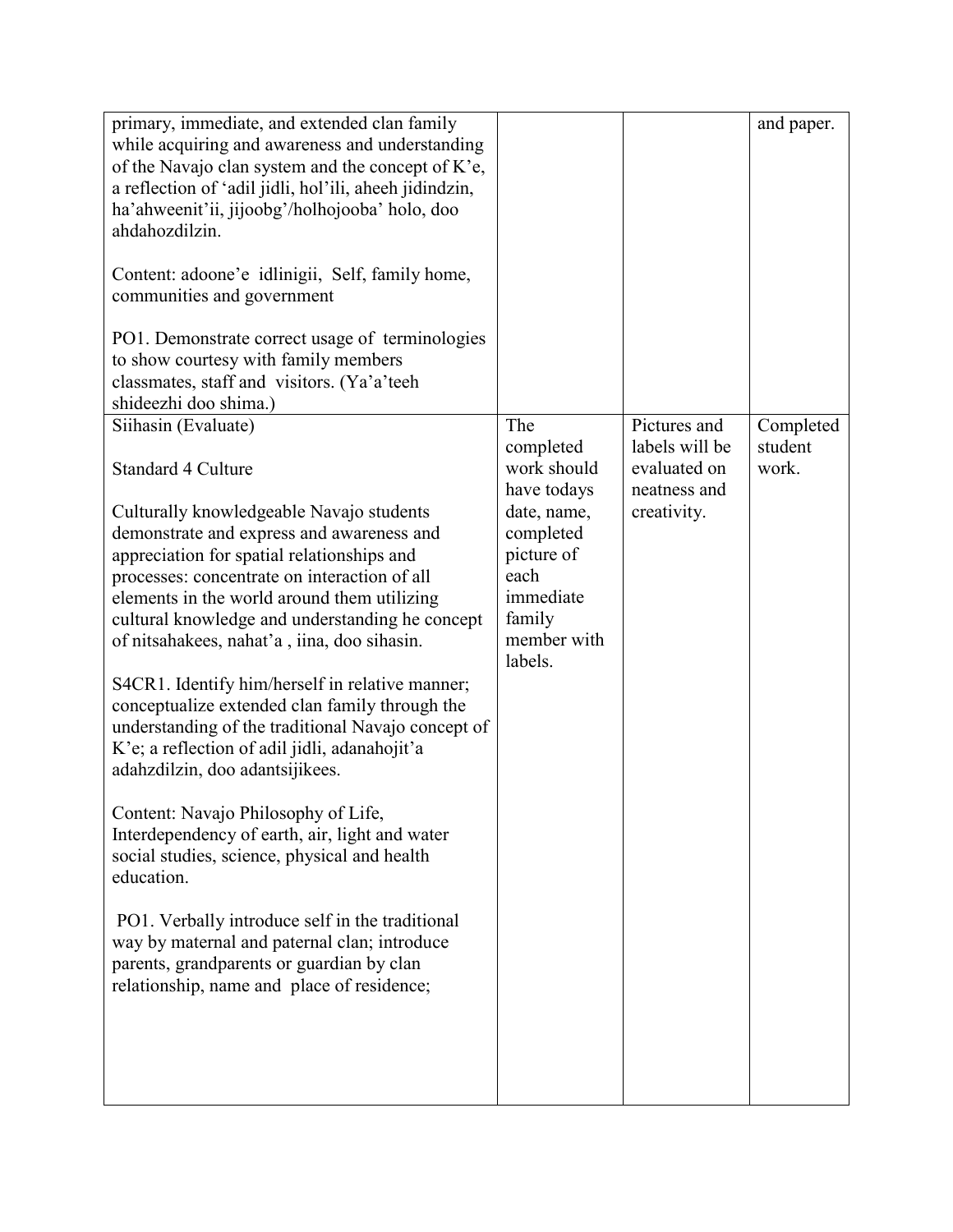| | | | |
|---|---|---|---|
| primary, immediate, and extended clan family while acquiring and awareness and understanding of the Navajo clan system and the concept of K'e, a reflection of 'adil jidli, hol'ili, aheeh jidindzin, ha'ahweenit'ii, jijoobg'/holhojooba' holo, doo ahdahozdilzin.<br><br>Content: adoone'e idlinigii, Self, family home, communities and government<br><br>PO1. Demonstrate correct usage of terminologies to show courtesy with family members classmates, staff and visitors. (Ya'a'teeh shideezhi doo shima.) | | | and paper. |
| Siihasin (Evaluate)<br><br>Standard 4 Culture<br><br>Culturally knowledgeable Navajo students demonstrate and express and awareness and appreciation for spatial relationships and processes: concentrate on interaction of all elements in the world around them utilizing cultural knowledge and understanding he concept of nitsahakees, nahat'a , iina, doo sihasin.<br><br>S4CR1. Identify him/herself in relative manner; conceptualize extended clan family through the understanding of the traditional Navajo concept of K'e; a reflection of adil jidli, adanahojit'a adahzdilzin, doo adantsijikees.<br><br>Content: Navajo Philosophy of Life, Interdependency of earth, air, light and water social studies, science, physical and health education.<br><br>PO1. Verbally introduce self in the traditional way by maternal and paternal clan; introduce parents, grandparents or guardian by clan relationship, name and place of residence; | The completed work should have todays date, name, completed picture of each immediate family member with labels. | Pictures and labels will be evaluated on neatness and creativity. | Completed student work. |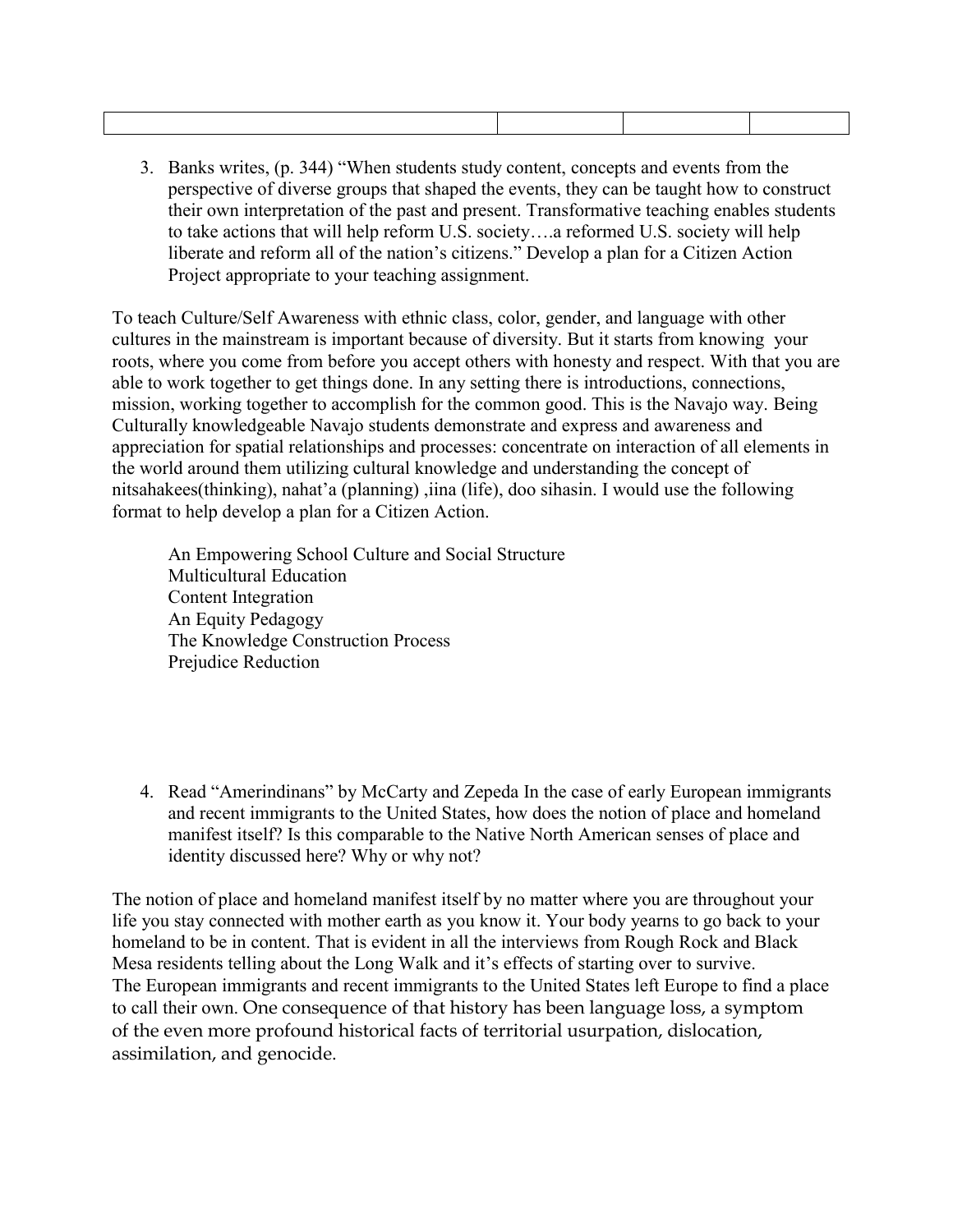| | | | |
|---|---|---|---|

3. Banks writes, (p. 344) "When students study content, concepts and events from the perspective of diverse groups that shaped the events, they can be taught how to construct their own interpretation of the past and present. Transformative teaching enables students to take actions that will help reform U.S. society….a reformed U.S. society will help liberate and reform all of the nation's citizens." Develop a plan for a Citizen Action Project appropriate to your teaching assignment.

To teach Culture/Self Awareness with ethnic class, color, gender, and language with other cultures in the mainstream is important because of diversity. But it starts from knowing your roots, where you come from before you accept others with honesty and respect. With that you are able to work together to get things done. In any setting there is introductions, connections, mission, working together to accomplish for the common good. This is the Navajo way. Being Culturally knowledgeable Navajo students demonstrate and express and awareness and appreciation for spatial relationships and processes: concentrate on interaction of all elements in the world around them utilizing cultural knowledge and understanding the concept of nitsahakees(thinking), nahat'a (planning) ,iina (life), doo sihasin. I would use the following format to help develop a plan for a Citizen Action.

An Empowering School Culture and Social Structure
Multicultural Education
Content Integration
An Equity Pedagogy
The Knowledge Construction Process
Prejudice Reduction

4. Read "Amerindinans" by McCarty and Zepeda In the case of early European immigrants and recent immigrants to the United States, how does the notion of place and homeland manifest itself? Is this comparable to the Native North American senses of place and identity discussed here? Why or why not?

The notion of place and homeland manifest itself by no matter where you are throughout your life you stay connected with mother earth as you know it. Your body yearns to go back to your homeland to be in content. That is evident in all the interviews from Rough Rock and Black Mesa residents telling about the Long Walk and it's effects of starting over to survive.
The European immigrants and recent immigrants to the United States left Europe to find a place to call their own. One consequence of that history has been language loss, a symptom of the even more profound historical facts of territorial usurpation, dislocation, assimilation, and genocide.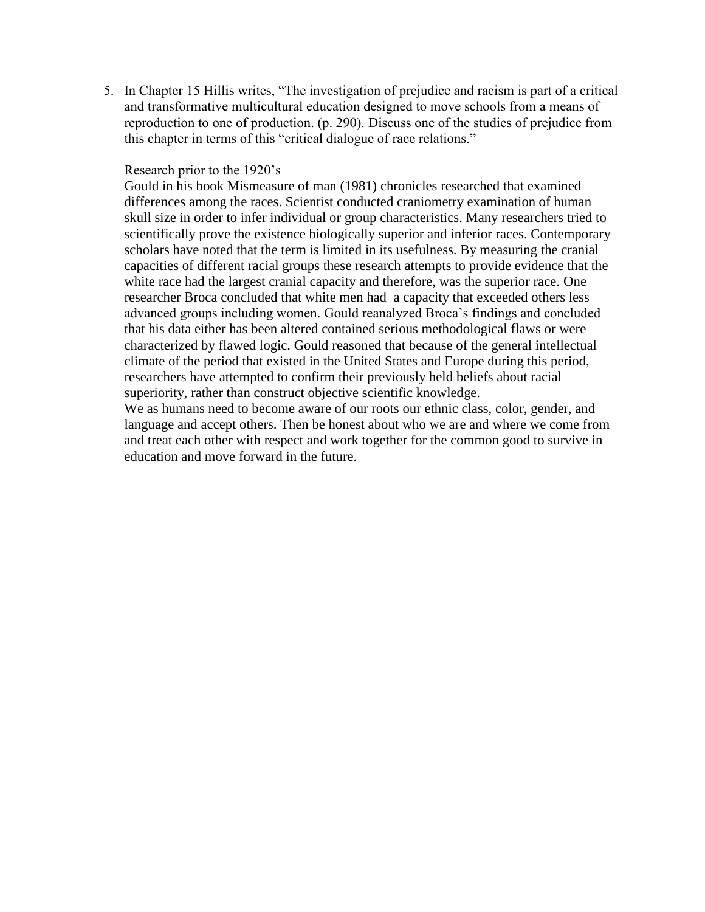5. In Chapter 15 Hillis writes, "The investigation of prejudice and racism is part of a critical and transformative multicultural education designed to move schools from a means of reproduction to one of production. (p. 290). Discuss one of the studies of prejudice from this chapter in terms of this "critical dialogue of race relations."

   Research prior to the 1920's
   Gould in his book Mismeasure of man (1981) chronicles researched that examined differences among the races. Scientist conducted craniometry examination of human skull size in order to infer individual or group characteristics. Many researchers tried to scientifically prove the existence biologically superior and inferior races. Contemporary scholars have noted that the term is limited in its usefulness. By measuring the cranial capacities of different racial groups these research attempts to provide evidence that the white race had the largest cranial capacity and therefore, was the superior race. One researcher Broca concluded that white men had a capacity that exceeded others less advanced groups including women. Gould reanalyzed Broca's findings and concluded that his data either has been altered contained serious methodological flaws or were characterized by flawed logic. Gould reasoned that because of the general intellectual climate of the period that existed in the United States and Europe during this period, researchers have attempted to confirm their previously held beliefs about racial superiority, rather than construct objective scientific knowledge.
   We as humans need to become aware of our roots our ethnic class, color, gender, and language and accept others. Then be honest about who we are and where we come from and treat each other with respect and work together for the common good to survive in education and move forward in the future.